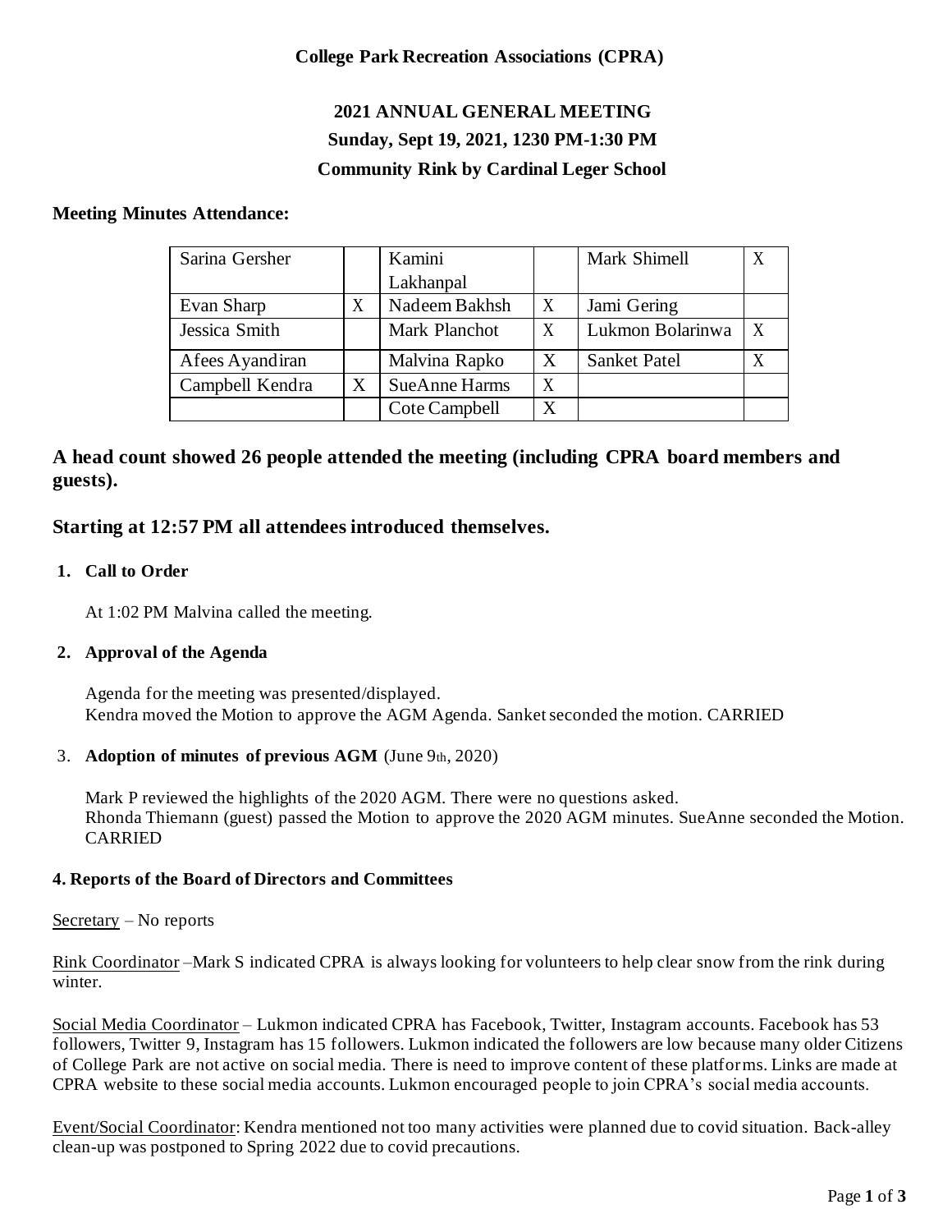**College Park Recreation Associations (CPRA)**

# 2021 ANNUAL GENERAL MEETING

## Sunday, Sept 19, 2021, 1230 PM-1:30 PM

## Community Rink by Cardinal Leger School

**Meeting Minutes Attendance:**

| Sarina Gersher | | Kamini Lakhanpal | | Mark Shimell | X |
|---|---|---|---|---|---|
| Evan Sharp | X | Nadeem Bakhsh | X | Jami Gering | |
| Jessica Smith | | Mark Planchot | X | Lukmon Bolarinwa | X |
| Afees Ayandiran | | Malvina Rapko | X | Sanket Patel | X |
| Campbell Kendra | X | SueAnne Harms | X | | |
| | | Cote Campbell | X | | |

### A head count showed 26 people attended the meeting (including CPRA board members and guests).

### Starting at 12:57 PM all attendees introduced themselves.

**1. Call to Order**

At 1:02 PM Malvina called the meeting.

**2. Approval of the Agenda**

Agenda for the meeting was presented/displayed.
Kendra moved the Motion to approve the AGM Agenda. Sanket seconded the motion. CARRIED

3. **Adoption of minutes of previous AGM** (June 9th, 2020)

Mark P reviewed the highlights of the 2020 AGM. There were no questions asked.
Rhonda Thiemann (guest) passed the Motion to approve the 2020 AGM minutes. SueAnne seconded the Motion. CARRIED

**4. Reports of the Board of Directors and Committees**

Secretary – No reports

Rink Coordinator –Mark S indicated CPRA is always looking for volunteers to help clear snow from the rink during winter.

Social Media Coordinator – Lukmon indicated CPRA has Facebook, Twitter, Instagram accounts. Facebook has 53 followers, Twitter 9, Instagram has 15 followers. Lukmon indicated the followers are low because many older Citizens of College Park are not active on social media. There is need to improve content of these platforms. Links are made at CPRA website to these social media accounts. Lukmon encouraged people to join CPRA's social media accounts.

Event/Social Coordinator: Kendra mentioned not too many activities were planned due to covid situation. Back-alley clean-up was postponed to Spring 2022 due to covid precautions.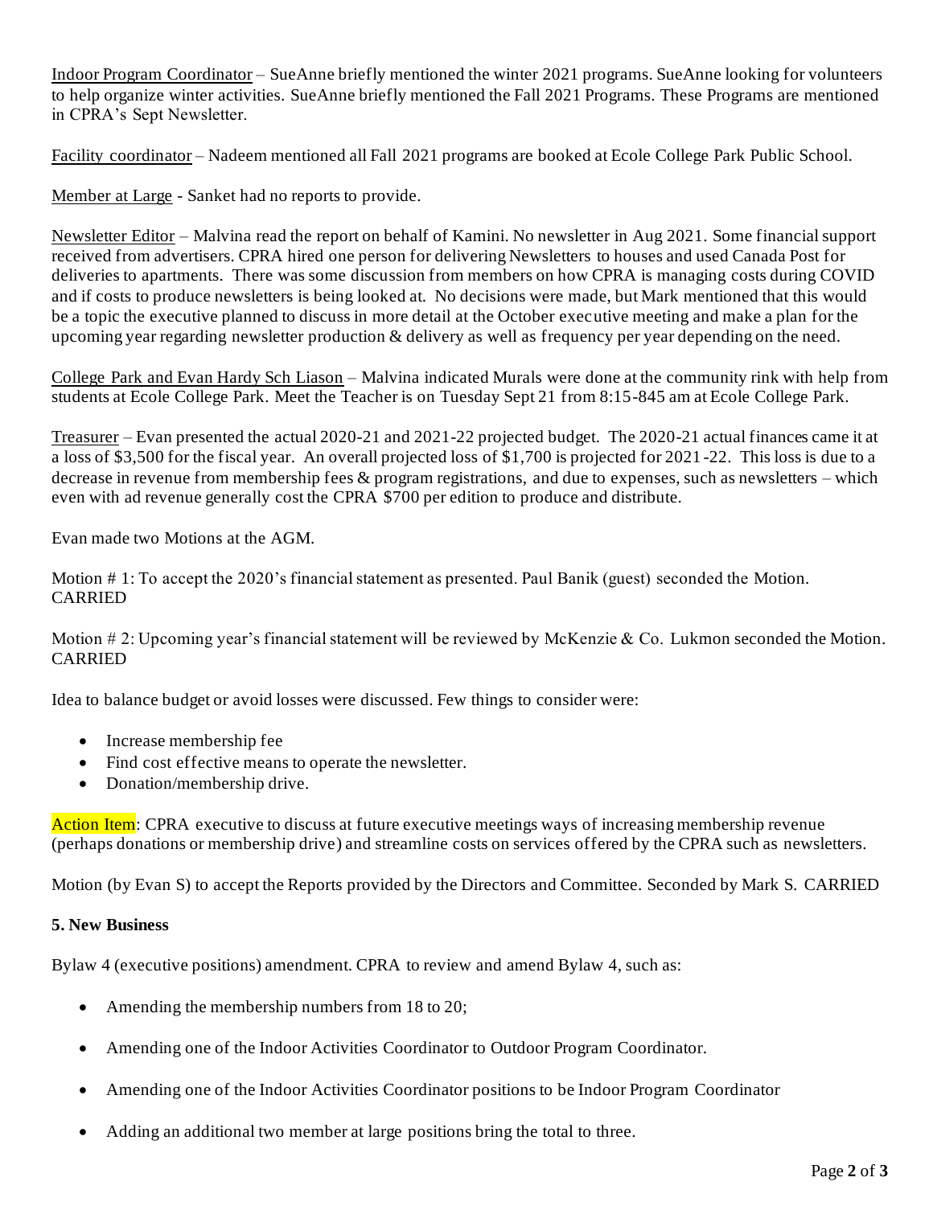Indoor Program Coordinator – SueAnne briefly mentioned the winter 2021 programs. SueAnne looking for volunteers to help organize winter activities. SueAnne briefly mentioned the Fall 2021 Programs. These Programs are mentioned in CPRA's Sept Newsletter.

Facility coordinator – Nadeem mentioned all Fall 2021 programs are booked at Ecole College Park Public School.

Member at Large - Sanket had no reports to provide.

Newsletter Editor – Malvina read the report on behalf of Kamini. No newsletter in Aug 2021. Some financial support received from advertisers. CPRA hired one person for delivering Newsletters to houses and used Canada Post for deliveries to apartments. There was some discussion from members on how CPRA is managing costs during COVID and if costs to produce newsletters is being looked at. No decisions were made, but Mark mentioned that this would be a topic the executive planned to discuss in more detail at the October executive meeting and make a plan for the upcoming year regarding newsletter production & delivery as well as frequency per year depending on the need.

College Park and Evan Hardy Sch Liason – Malvina indicated Murals were done at the community rink with help from students at Ecole College Park. Meet the Teacher is on Tuesday Sept 21 from 8:15-845 am at Ecole College Park.

Treasurer – Evan presented the actual 2020-21 and 2021-22 projected budget. The 2020-21 actual finances came it at a loss of $3,500 for the fiscal year. An overall projected loss of $1,700 is projected for 2021-22. This loss is due to a decrease in revenue from membership fees & program registrations, and due to expenses, such as newsletters – which even with ad revenue generally cost the CPRA $700 per edition to produce and distribute.

Evan made two Motions at the AGM.

Motion # 1: To accept the 2020's financial statement as presented. Paul Banik (guest) seconded the Motion. CARRIED

Motion # 2: Upcoming year's financial statement will be reviewed by McKenzie & Co. Lukmon seconded the Motion. CARRIED

Idea to balance budget or avoid losses were discussed. Few things to consider were:

- Increase membership fee
- Find cost effective means to operate the newsletter.
- Donation/membership drive.

Action Item: CPRA executive to discuss at future executive meetings ways of increasing membership revenue (perhaps donations or membership drive) and streamline costs on services offered by the CPRA such as newsletters.

Motion (by Evan S) to accept the Reports provided by the Directors and Committee. Seconded by Mark S. CARRIED

**5. New Business**

Bylaw 4 (executive positions) amendment. CPRA to review and amend Bylaw 4, such as:

- Amending the membership numbers from 18 to 20;
- Amending one of the Indoor Activities Coordinator to Outdoor Program Coordinator.
- Amending one of the Indoor Activities Coordinator positions to be Indoor Program Coordinator
- Adding an additional two member at large positions bring the total to three.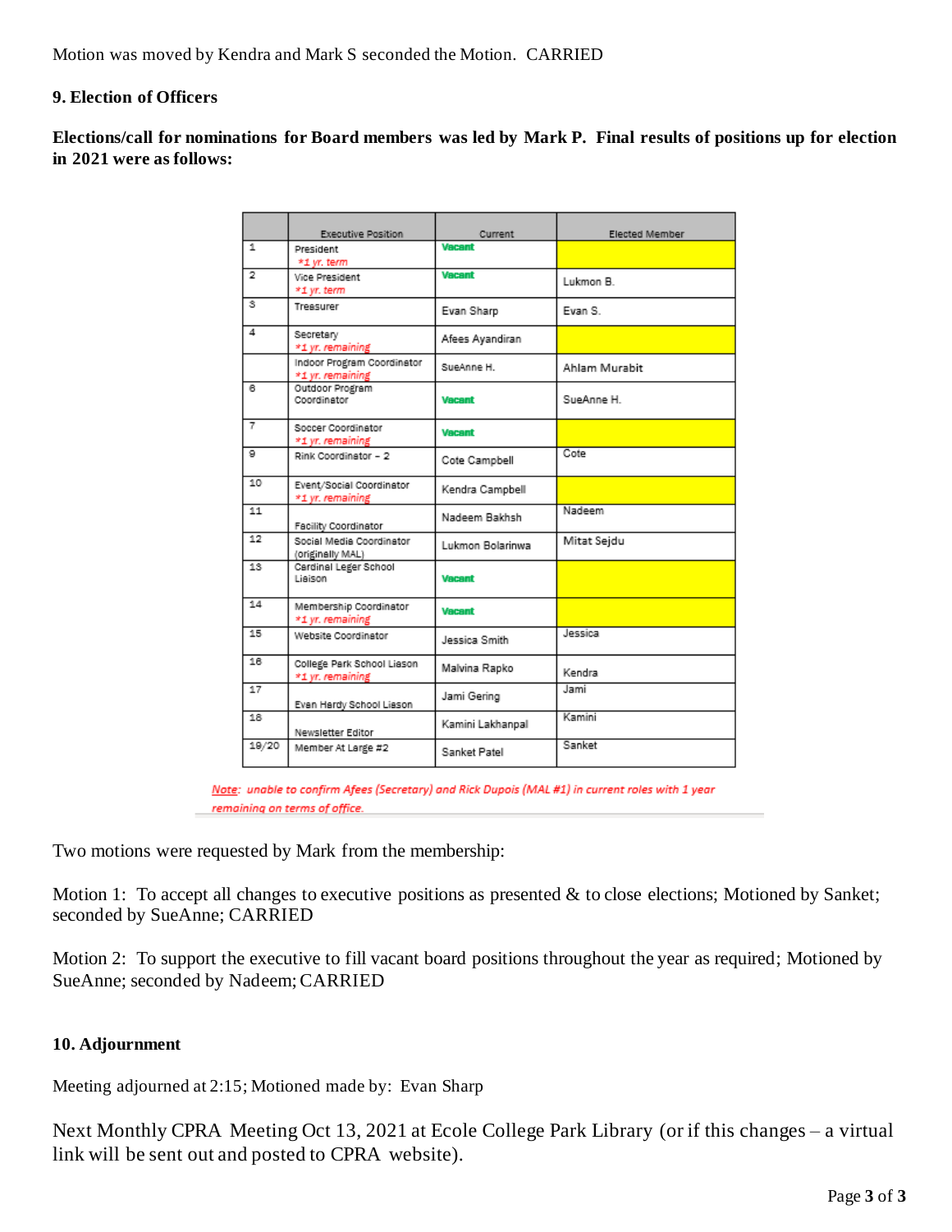Motion was moved by Kendra and Mark S seconded the Motion. CARRIED

## 9. Election of Officers

**Elections/call for nominations for Board members was led by Mark P. Final results of positions up for election in 2021 were as follows:**

| | Executive Position | Current | Elected Member |
|---|---|---|---|
| 1 | President *1 yr. term | Vacant | |
| 2 | Vice President *1 yr. term | Vacant | Lukmon B. |
| 3 | Treasurer | Evan Sharp | Evan S. |
| 4 | Secretary *1 yr. remaining | Afees Ayandiran | |
| | Indoor Program Coordinator *1 yr. remaining | SueAnne H. | Ahlam Murabit |
| 6 | Outdoor Program Coordinator | Vacant | SueAnne H. |
| 7 | Soccer Coordinator *1 yr. remaining | Vacant | |
| 9 | Rink Coordinator – 2 | Cote Campbell | Cote |
| 10 | Event/Social Coordinator *1 yr. remaining | Kendra Campbell | |
| 11 | Facility Coordinator | Nadeem Bakhsh | Nadeem |
| 12 | Social Media Coordinator (originally MAL) | Lukmon Bolarinwa | Mitat Sejdu |
| 13 | Cardinal Leger School Liaison | Vacant | |
| 14 | Membership Coordinator *1 yr. remaining | Vacant | |
| 15 | Website Coordinator | Jessica Smith | Jessica |
| 16 | College Park School Liason *1 yr. remaining | Malvina Rapko | Kendra |
| 17 | Evan Hardy School Liason | Jami Gering | Jami |
| 18 | Newsletter Editor | Kamini Lakhanpal | Kamini |
| 19/20 | Member At Large #2 | Sanket Patel | Sanket |

*Note: unable to confirm Afees (Secretary) and Rick Dupois (MAL #1) in current roles with 1 year remaining on terms of office.*

Two motions were requested by Mark from the membership:

Motion 1: To accept all changes to executive positions as presented & to close elections; Motioned by Sanket; seconded by SueAnne; CARRIED

Motion 2: To support the executive to fill vacant board positions throughout the year as required; Motioned by SueAnne; seconded by Nadeem; CARRIED

## 10. Adjournment

Meeting adjourned at 2:15; Motioned made by: Evan Sharp

Next Monthly CPRA Meeting Oct 13, 2021 at Ecole College Park Library (or if this changes – a virtual link will be sent out and posted to CPRA website).